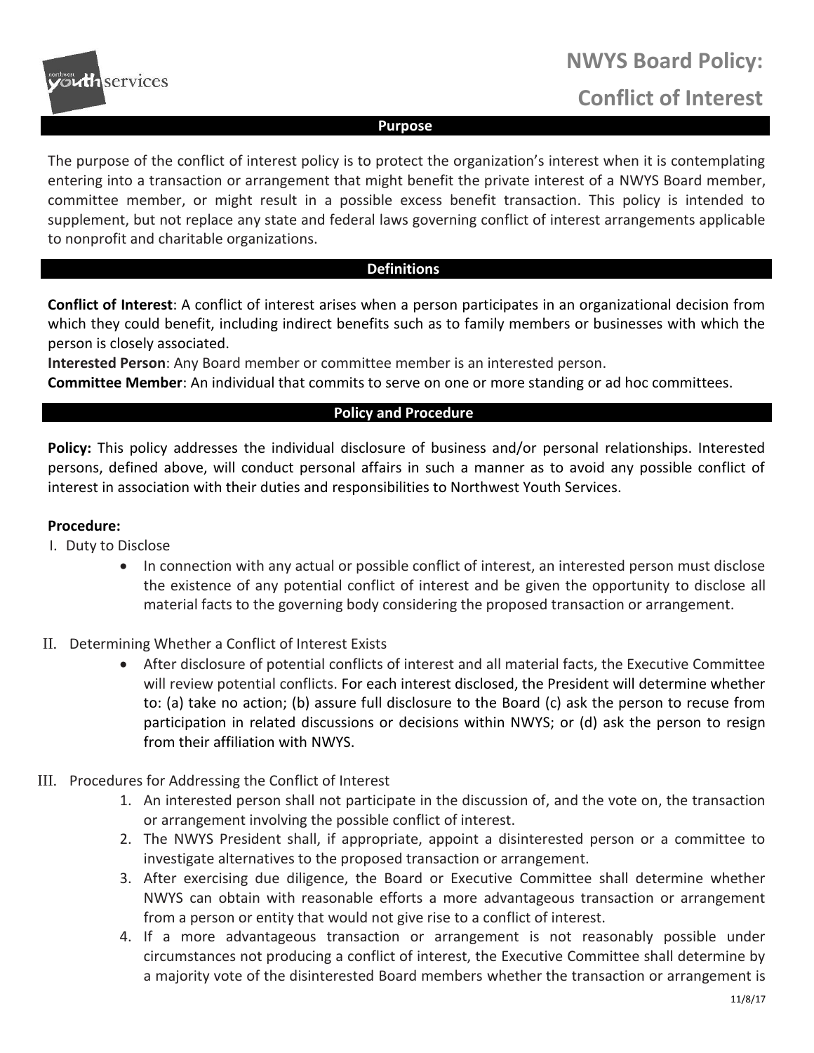# NWYS Board Policy:

# Conflict of Interest

## Purpose

The purpose of the conflict of interest policy is to protect the organization's interest when it is contemplating entering into a transaction or arrangement that might benefit the private interest of a NWYS Board member, committee member, or might result in a possible excess benefit transaction. This policy is intended to supplement, but not replace any state and federal laws governing conflict of interest arrangements applicable to nonprofit and charitable organizations.

## Definitions

**Conflict of Interest**: A conflict of interest arises when a person participates in an organizational decision from which they could benefit, including indirect benefits such as to family members or businesses with which the person is closely associated.

**Interested Person**: Any Board member or committee member is an interested person.

**Committee Member**: An individual that commits to serve on one or more standing or ad hoc committees.

## Policy and Procedure

**Policy:** This policy addresses the individual disclosure of business and/or personal relationships. Interested persons, defined above, will conduct personal affairs in such a manner as to avoid any possible conflict of interest in association with their duties and responsibilities to Northwest Youth Services.

**Procedure:**

I. Duty to Disclose

- In connection with any actual or possible conflict of interest, an interested person must disclose the existence of any potential conflict of interest and be given the opportunity to disclose all material facts to the governing body considering the proposed transaction or arrangement.

II. Determining Whether a Conflict of Interest Exists

- After disclosure of potential conflicts of interest and all material facts, the Executive Committee will review potential conflicts. For each interest disclosed, the President will determine whether to: (a) take no action; (b) assure full disclosure to the Board (c) ask the person to recuse from participation in related discussions or decisions within NWYS; or (d) ask the person to resign from their affiliation with NWYS.

III. Procedures for Addressing the Conflict of Interest

1. An interested person shall not participate in the discussion of, and the vote on, the transaction or arrangement involving the possible conflict of interest.
2. The NWYS President shall, if appropriate, appoint a disinterested person or a committee to investigate alternatives to the proposed transaction or arrangement.
3. After exercising due diligence, the Board or Executive Committee shall determine whether NWYS can obtain with reasonable efforts a more advantageous transaction or arrangement from a person or entity that would not give rise to a conflict of interest.
4. If a more advantageous transaction or arrangement is not reasonably possible under circumstances not producing a conflict of interest, the Executive Committee shall determine by a majority vote of the disinterested Board members whether the transaction or arrangement is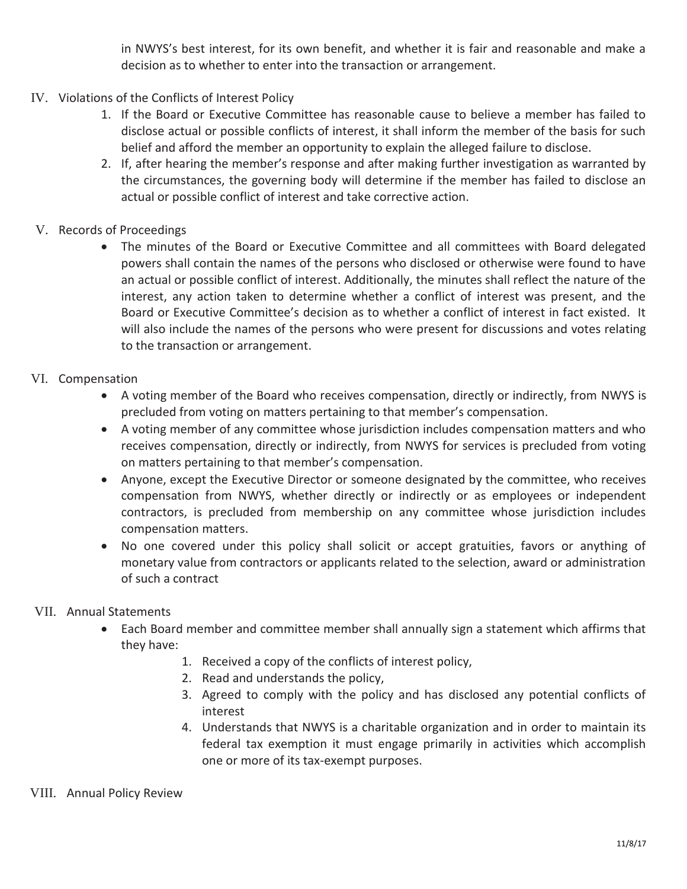in NWYS's best interest, for its own benefit, and whether it is fair and reasonable and make a decision as to whether to enter into the transaction or arrangement.

IV. Violations of the Conflicts of Interest Policy

1. If the Board or Executive Committee has reasonable cause to believe a member has failed to disclose actual or possible conflicts of interest, it shall inform the member of the basis for such belief and afford the member an opportunity to explain the alleged failure to disclose.
2. If, after hearing the member's response and after making further investigation as warranted by the circumstances, the governing body will determine if the member has failed to disclose an actual or possible conflict of interest and take corrective action.

V. Records of Proceedings

- The minutes of the Board or Executive Committee and all committees with Board delegated powers shall contain the names of the persons who disclosed or otherwise were found to have an actual or possible conflict of interest. Additionally, the minutes shall reflect the nature of the interest, any action taken to determine whether a conflict of interest was present, and the Board or Executive Committee's decision as to whether a conflict of interest in fact existed. It will also include the names of the persons who were present for discussions and votes relating to the transaction or arrangement.

VI. Compensation

- A voting member of the Board who receives compensation, directly or indirectly, from NWYS is precluded from voting on matters pertaining to that member's compensation.
- A voting member of any committee whose jurisdiction includes compensation matters and who receives compensation, directly or indirectly, from NWYS for services is precluded from voting on matters pertaining to that member's compensation.
- Anyone, except the Executive Director or someone designated by the committee, who receives compensation from NWYS, whether directly or indirectly or as employees or independent contractors, is precluded from membership on any committee whose jurisdiction includes compensation matters.
- No one covered under this policy shall solicit or accept gratuities, favors or anything of monetary value from contractors or applicants related to the selection, award or administration of such a contract

VII. Annual Statements

- Each Board member and committee member shall annually sign a statement which affirms that they have:
    1. Received a copy of the conflicts of interest policy,
    2. Read and understands the policy,
    3. Agreed to comply with the policy and has disclosed any potential conflicts of interest
    4. Understands that NWYS is a charitable organization and in order to maintain its federal tax exemption it must engage primarily in activities which accomplish one or more of its tax-exempt purposes.

VIII. Annual Policy Review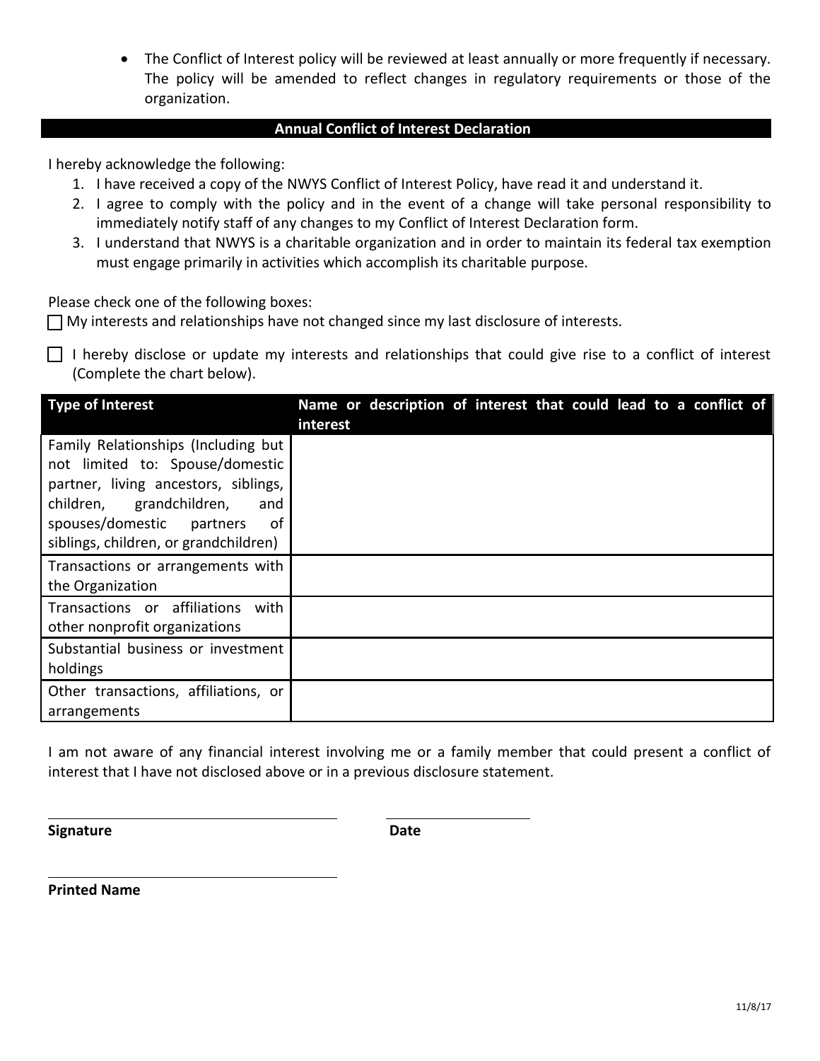- The Conflict of Interest policy will be reviewed at least annually or more frequently if necessary. The policy will be amended to reflect changes in regulatory requirements or those of the organization.

## Annual Conflict of Interest Declaration

I hereby acknowledge the following:

1. I have received a copy of the NWYS Conflict of Interest Policy, have read it and understand it.
2. I agree to comply with the policy and in the event of a change will take personal responsibility to immediately notify staff of any changes to my Conflict of Interest Declaration form.
3. I understand that NWYS is a charitable organization and in order to maintain its federal tax exemption must engage primarily in activities which accomplish its charitable purpose.

Please check one of the following boxes:

☐ My interests and relationships have not changed since my last disclosure of interests.

☐ I hereby disclose or update my interests and relationships that could give rise to a conflict of interest (Complete the chart below).

| Type of Interest | Name or description of interest that could lead to a conflict of interest |
|---|---|
| Family Relationships (Including but not limited to: Spouse/domestic partner, living ancestors, siblings, children, grandchildren, and spouses/domestic partners of siblings, children, or grandchildren) | |
| Transactions or arrangements with the Organization | |
| Transactions or affiliations with other nonprofit organizations | |
| Substantial business or investment holdings | |
| Other transactions, affiliations, or arrangements | |

I am not aware of any financial interest involving me or a family member that could present a conflict of interest that I have not disclosed above or in a previous disclosure statement.

______________________________ ______________

**Signature** **Date**

______________________________

**Printed Name**

11/8/17